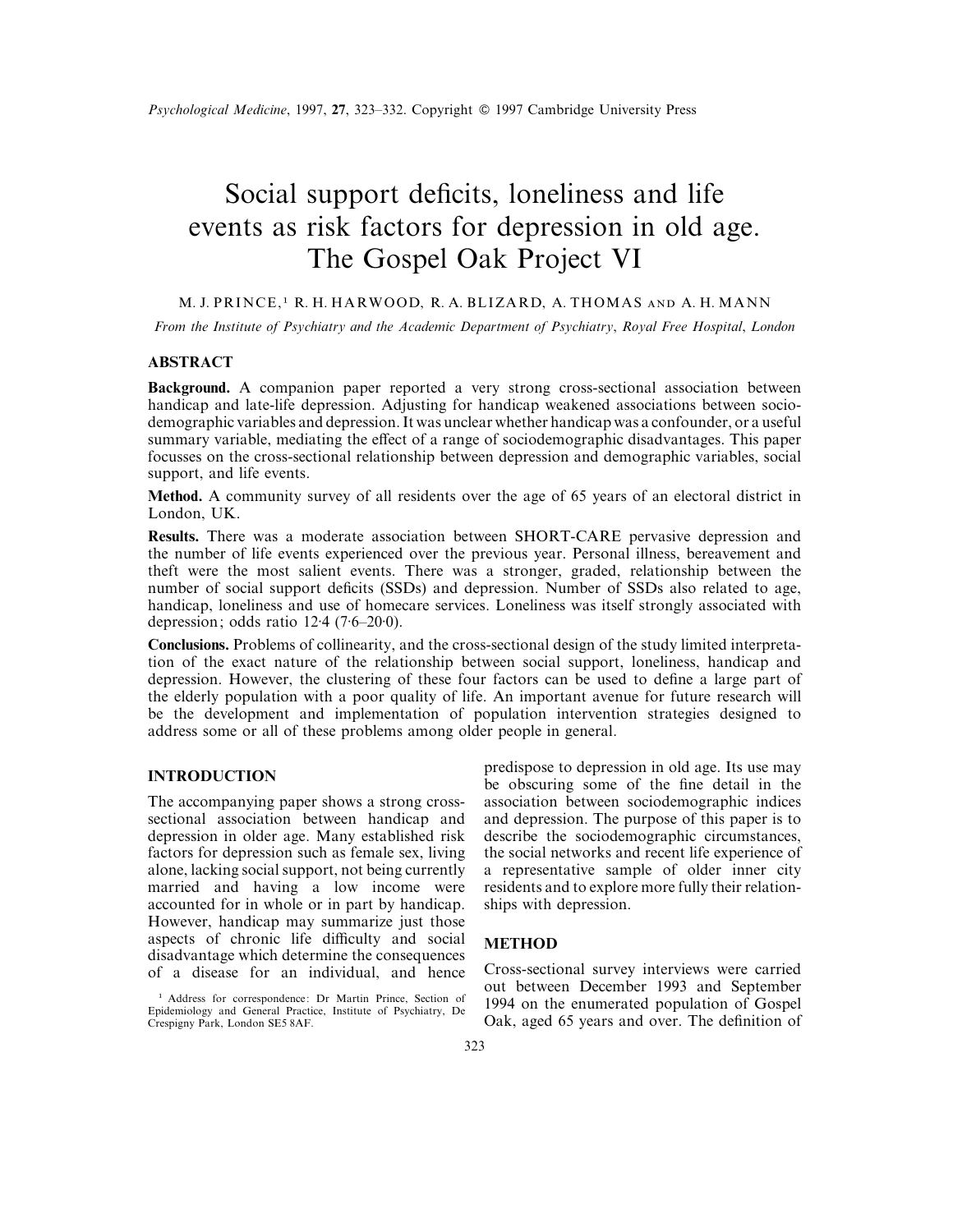# Social support deficits, loneliness and life events as risk factors for depression in old age. The Gospel Oak Project VI

M. J. PRINCE,[1] R. H. HARWOOD, R. A. BLIZARD, A. THOMAS AND A. H. MANN

*From the Institute of Psychiatry and the Academic Department of Psychiatry, Royal Free Hospital, London*

## ABSTRACT

**Background.** A companion paper reported a very strong cross-sectional association between handicap and late-life depression. Adjusting for handicap weakened associations between sociodemographic variables and depression. It was unclear whether handicap was a confounder, or a useful summary variable, mediating the effect of a range of sociodemographic disadvantages. This paper focusses on the cross-sectional relationship between depression and demographic variables, social support, and life events.

**Method.** A community survey of all residents over the age of 65 years of an electoral district in London, UK.

**Results.** There was a moderate association between SHORT-CARE pervasive depression and the number of life events experienced over the previous year. Personal illness, bereavement and theft were the most salient events. There was a stronger, graded, relationship between the number of social support deficits (SSDs) and depression. Number of SSDs also related to age, handicap, loneliness and use of homecare services. Loneliness was itself strongly associated with depression; odds ratio 12·4 (7·6–20·0).

**Conclusions.** Problems of collinearity, and the cross-sectional design of the study limited interpretation of the exact nature of the relationship between social support, loneliness, handicap and depression. However, the clustering of these four factors can be used to define a large part of the elderly population with a poor quality of life. An important avenue for future research will be the development and implementation of population intervention strategies designed to address some or all of these problems among older people in general.

## INTRODUCTION

The accompanying paper shows a strong cross-sectional association between handicap and depression in older age. Many established risk factors for depression such as female sex, living alone, lacking social support, not being currently married and having a low income were accounted for in whole or in part by handicap. However, handicap may summarize just those aspects of chronic life difficulty and social disadvantage which determine the consequences of a disease for an individual, and hence predispose to depression in old age. Its use may be obscuring some of the fine detail in the association between sociodemographic indices and depression. The purpose of this paper is to describe the sociodemographic circumstances, the social networks and recent life experience of a representative sample of older inner city residents and to explore more fully their relationships with depression.

## METHOD

Cross-sectional survey interviews were carried out between December 1993 and September 1994 on the enumerated population of Gospel Oak, aged 65 years and over. The definition of

[1] Address for correspondence: Dr Martin Prince, Section of Epidemiology and General Practice, Institute of Psychiatry, De Crespigny Park, London SE5 8AF.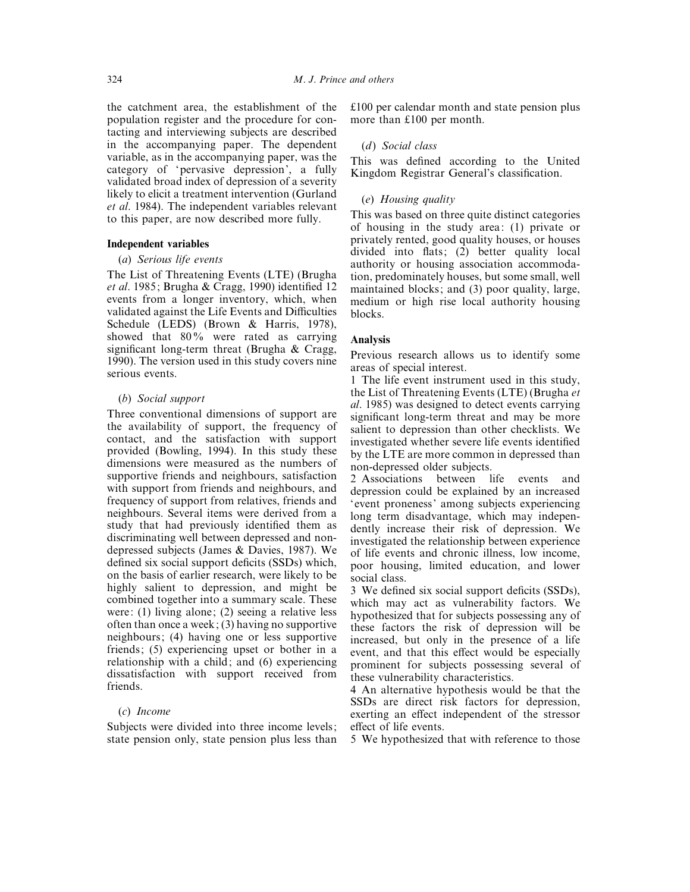the catchment area, the establishment of the population register and the procedure for contacting and interviewing subjects are described in the accompanying paper. The dependent variable, as in the accompanying paper, was the category of 'pervasive depression', a fully validated broad index of depression of a severity likely to elicit a treatment intervention (Gurland *et al*. 1984). The independent variables relevant to this paper, are now described more fully.

### Independent variables

*(a) Serious life events*

The List of Threatening Events (LTE) (Brugha *et al*. 1985; Brugha & Cragg, 1990) identified 12 events from a longer inventory, which, when validated against the Life Events and Difficulties Schedule (LEDS) (Brown & Harris, 1978), showed that 80% were rated as carrying significant long-term threat (Brugha & Cragg, 1990). The version used in this study covers nine serious events.

*(b) Social support*

Three conventional dimensions of support are the availability of support, the frequency of contact, and the satisfaction with support provided (Bowling, 1994). In this study these dimensions were measured as the numbers of supportive friends and neighbours, satisfaction with support from friends and neighbours, and frequency of support from relatives, friends and neighbours. Several items were derived from a study that had previously identified them as discriminating well between depressed and non-depressed subjects (James & Davies, 1987). We defined six social support deficits (SSDs) which, on the basis of earlier research, were likely to be highly salient to depression, and might be combined together into a summary scale. These were: (1) living alone; (2) seeing a relative less often than once a week; (3) having no supportive neighbours; (4) having one or less supportive friends; (5) experiencing upset or bother in a relationship with a child; and (6) experiencing dissatisfaction with support received from friends.

*(c) Income*

Subjects were divided into three income levels; state pension only, state pension plus less than £100 per calendar month and state pension plus more than £100 per month.

*(d) Social class*

This was defined according to the United Kingdom Registrar General's classification.

*(e) Housing quality*

This was based on three quite distinct categories of housing in the study area: (1) private or privately rented, good quality houses, or houses divided into flats; (2) better quality local authority or housing association accommodation, predominately houses, but some small, well maintained blocks; and (3) poor quality, large, medium or high rise local authority housing blocks.

### Analysis

Previous research allows us to identify some areas of special interest.

1 The life event instrument used in this study, the List of Threatening Events (LTE) (Brugha *et al*. 1985) was designed to detect events carrying significant long-term threat and may be more salient to depression than other checklists. We investigated whether severe life events identified by the LTE are more common in depressed than non-depressed older subjects.

2 Associations between life events and depression could be explained by an increased 'event proneness' among subjects experiencing long term disadvantage, which may independently increase their risk of depression. We investigated the relationship between experience of life events and chronic illness, low income, poor housing, limited education, and lower social class.

3 We defined six social support deficits (SSDs), which may act as vulnerability factors. We hypothesized that for subjects possessing any of these factors the risk of depression will be increased, but only in the presence of a life event, and that this effect would be especially prominent for subjects possessing several of these vulnerability characteristics.

4 An alternative hypothesis would be that the SSDs are direct risk factors for depression, exerting an effect independent of the stressor effect of life events.

5 We hypothesized that with reference to those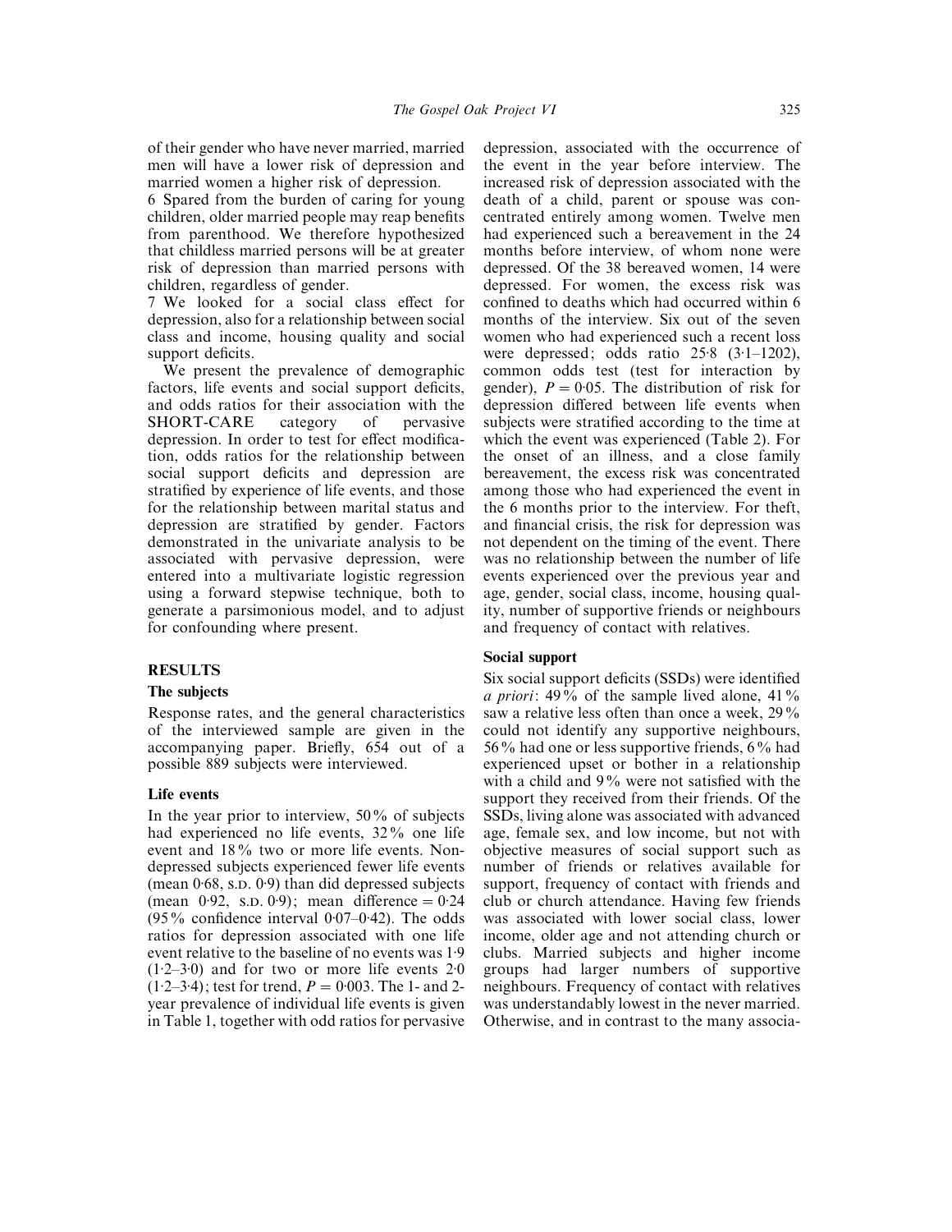of their gender who have never married, married men will have a lower risk of depression and married women a higher risk of depression.

6 Spared from the burden of caring for young children, older married people may reap benefits from parenthood. We therefore hypothesized that childless married persons will be at greater risk of depression than married persons with children, regardless of gender.

7 We looked for a social class effect for depression, also for a relationship between social class and income, housing quality and social support deficits.

We present the prevalence of demographic factors, life events and social support deficits, and odds ratios for their association with the SHORT-CARE category of pervasive depression. In order to test for effect modification, odds ratios for the relationship between social support deficits and depression are stratified by experience of life events, and those for the relationship between marital status and depression are stratified by gender. Factors demonstrated in the univariate analysis to be associated with pervasive depression, were entered into a multivariate logistic regression using a forward stepwise technique, both to generate a parsimonious model, and to adjust for confounding where present.

## RESULTS

### The subjects

Response rates, and the general characteristics of the interviewed sample are given in the accompanying paper. Briefly, 654 out of a possible 889 subjects were interviewed.

### Life events

In the year prior to interview, 50% of subjects had experienced no life events, 32% one life event and 18% two or more life events. Non-depressed subjects experienced fewer life events (mean 0·68, S.D. 0·9) than did depressed subjects (mean 0·92, S.D. 0·9); mean difference = 0·24 (95% confidence interval 0·07–0·42). The odds ratios for depression associated with one life event relative to the baseline of no events was 1·9 (1·2–3·0) and for two or more life events 2·0 (1·2–3·4); test for trend, $P = 0{\cdot}003$. The 1- and 2-year prevalence of individual life events is given in Table 1, together with odd ratios for pervasive depression, associated with the occurrence of the event in the year before interview. The increased risk of depression associated with the death of a child, parent or spouse was concentrated entirely among women. Twelve men had experienced such a bereavement in the 24 months before interview, of whom none were depressed. Of the 38 bereaved women, 14 were depressed. For women, the excess risk was confined to deaths which had occurred within 6 months of the interview. Six out of the seven women who had experienced such a recent loss were depressed; odds ratio 25·8 (3·1–1202), common odds test (test for interaction by gender), $P = 0{\cdot}05$. The distribution of risk for depression differed between life events when subjects were stratified according to the time at which the event was experienced (Table 2). For the onset of an illness, and a close family bereavement, the excess risk was concentrated among those who had experienced the event in the 6 months prior to the interview. For theft, and financial crisis, the risk for depression was not dependent on the timing of the event. There was no relationship between the number of life events experienced over the previous year and age, gender, social class, income, housing quality, number of supportive friends or neighbours and frequency of contact with relatives.

### Social support

Six social support deficits (SSDs) were identified *a priori*: 49% of the sample lived alone, 41% saw a relative less often than once a week, 29% could not identify any supportive neighbours, 56% had one or less supportive friends, 6% had experienced upset or bother in a relationship with a child and 9% were not satisfied with the support they received from their friends. Of the SSDs, living alone was associated with advanced age, female sex, and low income, but not with objective measures of social support such as number of friends or relatives available for support, frequency of contact with friends and club or church attendance. Having few friends was associated with lower social class, lower income, older age and not attending church or clubs. Married subjects and higher income groups had larger numbers of supportive neighbours. Frequency of contact with relatives was understandably lowest in the never married. Otherwise, and in contrast to the many associa-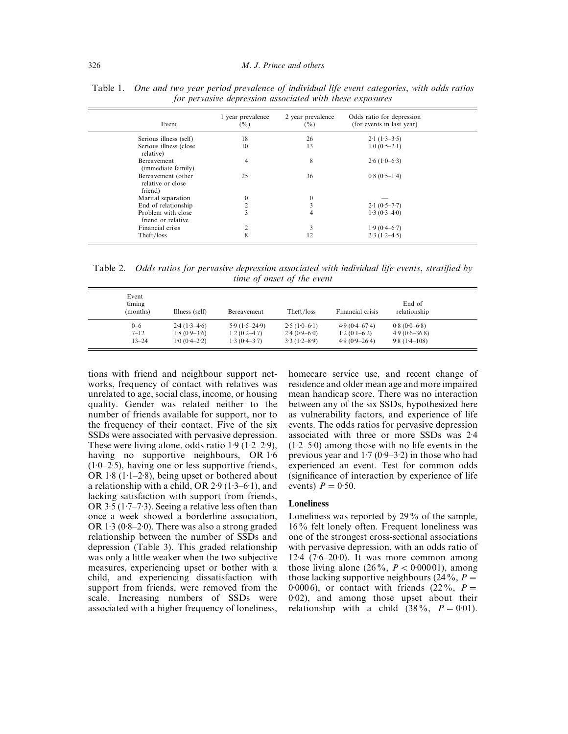Table 1. *One and two year period prevalence of individual life event categories, with odds ratios for pervasive depression associated with these exposures*

| Event | 1 year prevalence (%) | 2 year prevalence (%) | Odds ratio for depression (for events in last year) |
|---|---|---|---|
| Serious illness (self) | 18 | 26 | 2·1 (1·3–3·5) |
| Serious illness (close relative) | 10 | 13 | 1·0 (0·5–2·1) |
| Bereavement (immediate family) | 4 | 8 | 2·6 (1·0–6·3) |
| Bereavement (other relative or close friend) | 25 | 36 | 0·8 (0·5–1·4) |
| Marital separation | 0 | 0 | — |
| End of relationship | 2 | 3 | 2·1 (0·5–7·7) |
| Problem with close friend or relative | 3 | 4 | 1·3 (0·3–4·0) |
| Financial crisis | 2 | 3 | 1·9 (0·4–6·7) |
| Theft/loss | 8 | 12 | 2·3 (1·2–4·5) |

Table 2. *Odds ratios for pervasive depression associated with individual life events, stratified by time of onset of the event*

| Event timing (months) | Illness (self) | Bereavement | Theft/loss | Financial crisis | End of relationship |
|---|---|---|---|---|---|
| 0–6 | 2·4 (1·3–4·6) | 5·9 (1·5–24·9) | 2·5 (1·0–6·1) | 4·9 (0·4–67·4) | 0·8 (0·0–6·8) |
| 7–12 | 1·8 (0·9–3·6) | 1·2 (0·2–4·7) | 2·4 (0·9–6·0) | 1·2 (0·1–6·2) | 4·9 (0·6–36·8) |
| 13–24 | 1·0 (0·4–2·2) | 1·3 (0·4–3·7) | 3·3 (1·2–8·9) | 4·9 (0·9–26·4) | 9·8 (1·4–108) |

tions with friend and neighbour support networks, frequency of contact with relatives was unrelated to age, social class, income, or housing quality. Gender was related neither to the number of friends available for support, nor to the frequency of their contact. Five of the six SSDs were associated with pervasive depression. These were living alone, odds ratio 1·9 (1·2–2·9), having no supportive neighbours, OR 1·6 (1·0–2·5), having one or less supportive friends, OR 1·8 (1·1–2·8), being upset or bothered about a relationship with a child, OR 2·9 (1·3–6·1), and lacking satisfaction with support from friends, OR 3·5 (1·7–7·3). Seeing a relative less often than once a week showed a borderline association, OR 1·3 (0·8–2·0). There was also a strong graded relationship between the number of SSDs and depression (Table 3). This graded relationship was only a little weaker when the two subjective measures, experiencing upset or bother with a child, and experiencing dissatisfaction with support from friends, were removed from the scale. Increasing numbers of SSDs were associated with a higher frequency of loneliness, homecare service use, and recent change of residence and older mean age and more impaired mean handicap score. There was no interaction between any of the six SSDs, hypothesized here as vulnerability factors, and experience of life events. The odds ratios for pervasive depression associated with three or more SSDs was 2·4 (1·2–5·0) among those with no life events in the previous year and 1·7 (0·9–3·2) in those who had experienced an event. Test for common odds (significance of interaction by experience of life events) $P = 0·50$.

### Loneliness

Loneliness was reported by 29% of the sample, 16% felt lonely often. Frequent loneliness was one of the strongest cross-sectional associations with pervasive depression, with an odds ratio of 12·4 (7·6–20·0). It was more common among those living alone (26%, $P < 0·00001$), among those lacking supportive neighbours (24%, $P = 0·0006$), or contact with friends (22%, $P = 0·02$), and among those upset about their relationship with a child (38%, $P = 0·01$).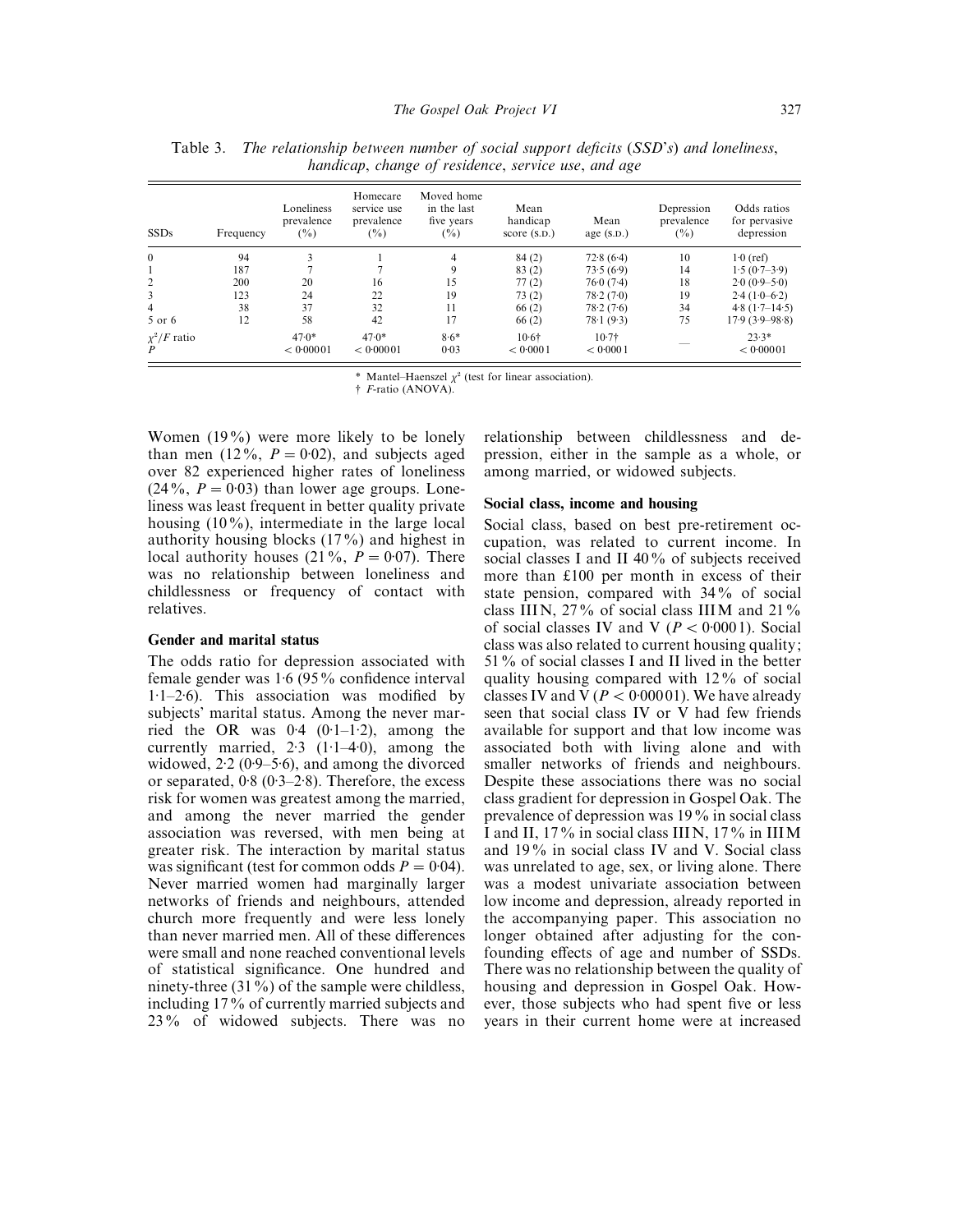Table 3. *The relationship between number of social support deficits (SSD's) and loneliness, handicap, change of residence, service use, and age*

| SSDs | Frequency | Loneliness prevalence (%) | Homecare service use prevalence (%) | Moved home in the last five years (%) | Mean handicap score (S.D.) | Mean age (S.D.) | Depression prevalence (%) | Odds ratios for pervasive depression |
|---|---|---|---|---|---|---|---|---|
| 0 | 94 | 3 | 1 | 4 | 84 (2) | 72·8 (6·4) | 10 | 1·0 (ref) |
| 1 | 187 | 7 | 7 | 9 | 83 (2) | 73·5 (6·9) | 14 | 1·5 (0·7–3·9) |
| 2 | 200 | 20 | 16 | 15 | 77 (2) | 76·0 (7·4) | 18 | 2·0 (0·9–5·0) |
| 3 | 123 | 24 | 22 | 19 | 73 (2) | 78·2 (7·0) | 19 | 2·4 (1·0–6·2) |
| 4 | 38 | 37 | 32 | 11 | 66 (2) | 78·2 (7·6) | 34 | 4·8 (1·7–14·5) |
| 5 or 6 | 12 | 58 | 42 | 17 | 66 (2) | 78·1 (9·3) | 75 | 17·9 (3·9–98·8) |
| $\chi^2$/F ratio | | 47·0* | 47·0* | 8·6* | 10·6† | 10·7† | — | 23·3* |
| P | | < 0·00001 | < 0·00001 | 0·03 | < 0·0001 | < 0·0001 | | < 0·00001 |

\* Mantel–Haenszel $\chi^2$ (test for linear association).
† F-ratio (ANOVA).

Women (19%) were more likely to be lonely than men (12%, $P = 0·02$), and subjects aged over 82 experienced higher rates of loneliness (24%, $P = 0·03$) than lower age groups. Loneliness was least frequent in better quality private housing (10%), intermediate in the large local authority housing blocks (17%) and highest in local authority houses (21%, $P = 0·07$). There was no relationship between loneliness and childlessness or frequency of contact with relatives.

### Gender and marital status

The odds ratio for depression associated with female gender was 1·6 (95% confidence interval 1·1–2·6). This association was modified by subjects' marital status. Among the never married the OR was 0·4 (0·1–1·2), among the currently married, 2·3 (1·1–4·0), among the widowed, 2·2 (0·9–5·6), and among the divorced or separated, 0·8 (0·3–2·8). Therefore, the excess risk for women was greatest among the married, and among the never married the gender association was reversed, with men being at greater risk. The interaction by marital status was significant (test for common odds $P = 0·04$). Never married women had marginally larger networks of friends and neighbours, attended church more frequently and were less lonely than never married men. All of these differences were small and none reached conventional levels of statistical significance. One hundred and ninety-three (31%) of the sample were childless, including 17% of currently married subjects and 23% of widowed subjects. There was no relationship between childlessness and depression, either in the sample as a whole, or among married, or widowed subjects.

### Social class, income and housing

Social class, based on best pre-retirement occupation, was related to current income. In social classes I and II 40% of subjects received more than £100 per month in excess of their state pension, compared with 34% of social class III N, 27% of social class III M and 21% of social classes IV and V ($P < 0·0001$). Social class was also related to current housing quality; 51% of social classes I and II lived in the better quality housing compared with 12% of social classes IV and V ($P < 0·00001$). We have already seen that social class IV or V had few friends available for support and that low income was associated both with living alone and with smaller networks of friends and neighbours. Despite these associations there was no social class gradient for depression in Gospel Oak. The prevalence of depression was 19% in social class I and II, 17% in social class III N, 17% in III M and 19% in social class IV and V. Social class was unrelated to age, sex, or living alone. There was a modest univariate association between low income and depression, already reported in the accompanying paper. This association no longer obtained after adjusting for the confounding effects of age and number of SSDs. There was no relationship between the quality of housing and depression in Gospel Oak. However, those subjects who had spent five or less years in their current home were at increased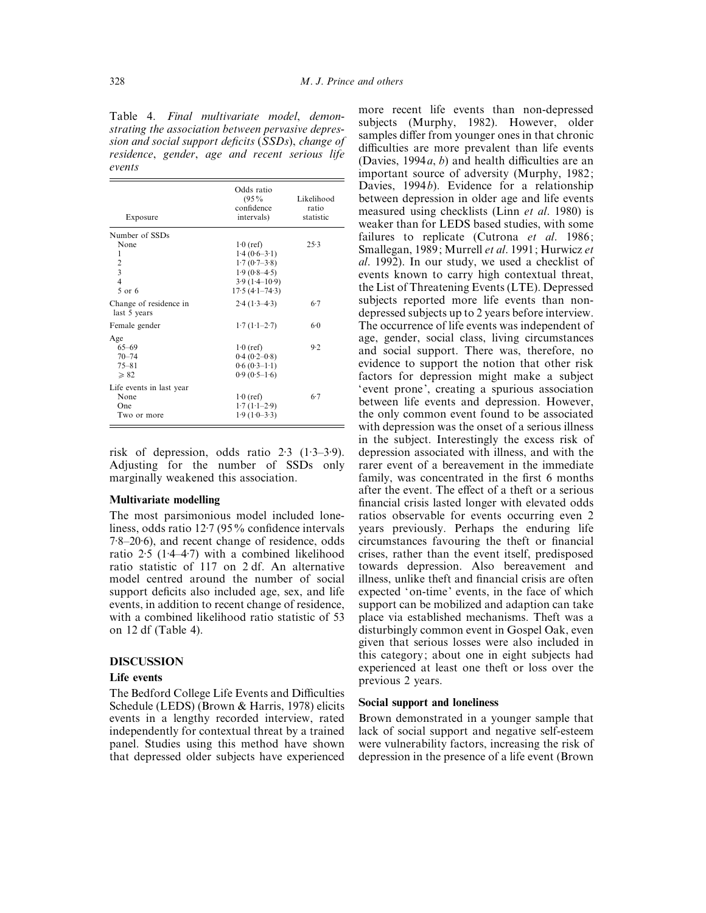Table 4. *Final multivariate model, demonstrating the association between pervasive depression and social support deficits (SSDs), change of residence, gender, age and recent serious life events*

| Exposure | Odds ratio (95% confidence intervals) | Likelihood ratio statistic |
|---|---|---|
| Number of SSDs | | |
| None | 1·0 (ref) | 25·3 |
| 1 | 1·4 (0·6–3·1) | |
| 2 | 1·7 (0·7–3·8) | |
| 3 | 1·9 (0·8–4·5) | |
| 4 | 3·9 (1·4–10·9) | |
| 5 or 6 | 17·5 (4·1–74·3) | |
| Change of residence in last 5 years | 2·4 (1·3–4·3) | 6·7 |
| Female gender | 1·7 (1·1–2·7) | 6·0 |
| Age | | |
| 65–69 | 1·0 (ref) | 9·2 |
| 70–74 | 0·4 (0·2–0·8) | |
| 75–81 | 0·6 (0·3–1·1) | |
| ≥ 82 | 0·9 (0·5–1·6) | |
| Life events in last year | | |
| None | 1·0 (ref) | 6·7 |
| One | 1·7 (1·1–2·9) | |
| Two or more | 1·9 (1·0–3·3) | |

risk of depression, odds ratio 2·3 (1·3–3·9). Adjusting for the number of SSDs only marginally weakened this association.

### Multivariate modelling

The most parsimonious model included loneliness, odds ratio 12·7 (95% confidence intervals 7·8–20·6), and recent change of residence, odds ratio 2·5 (1·4–4·7) with a combined likelihood ratio statistic of 117 on 2 df. An alternative model centred around the number of social support deficits also included age, sex, and life events, in addition to recent change of residence, with a combined likelihood ratio statistic of 53 on 12 df (Table 4).

## DISCUSSION

### Life events

The Bedford College Life Events and Difficulties Schedule (LEDS) (Brown & Harris, 1978) elicits events in a lengthy recorded interview, rated independently for contextual threat by a trained panel. Studies using this method have shown that depressed older subjects have experienced more recent life events than non-depressed subjects (Murphy, 1982). However, older samples differ from younger ones in that chronic difficulties are more prevalent than life events (Davies, 1994*a*, *b*) and health difficulties are an important source of adversity (Murphy, 1982; Davies, 1994*b*). Evidence for a relationship between depression in older age and life events measured using checklists (Linn *et al*. 1980) is weaker than for LEDS based studies, with some failures to replicate (Cutrona *et al*. 1986; Smallegan, 1989; Murrell *et al*. 1991; Hurwicz *et al*. 1992). In our study, we used a checklist of events known to carry high contextual threat, the List of Threatening Events (LTE). Depressed subjects reported more life events than non-depressed subjects up to 2 years before interview. The occurrence of life events was independent of age, gender, social class, living circumstances and social support. There was, therefore, no evidence to support the notion that other risk factors for depression might make a subject 'event prone', creating a spurious association between life events and depression. However, the only common event found to be associated with depression was the onset of a serious illness in the subject. Interestingly the excess risk of depression associated with illness, and with the rarer event of a bereavement in the immediate family, was concentrated in the first 6 months after the event. The effect of a theft or a serious financial crisis lasted longer with elevated odds ratios observable for events occurring even 2 years previously. Perhaps the enduring life circumstances favouring the theft or financial crises, rather than the event itself, predisposed towards depression. Also bereavement and illness, unlike theft and financial crisis are often expected 'on-time' events, in the face of which support can be mobilized and adaption can take place via established mechanisms. Theft was a disturbingly common event in Gospel Oak, even given that serious losses were also included in this category; about one in eight subjects had experienced at least one theft or loss over the previous 2 years.

### Social support and loneliness

Brown demonstrated in a younger sample that lack of social support and negative self-esteem were vulnerability factors, increasing the risk of depression in the presence of a life event (Brown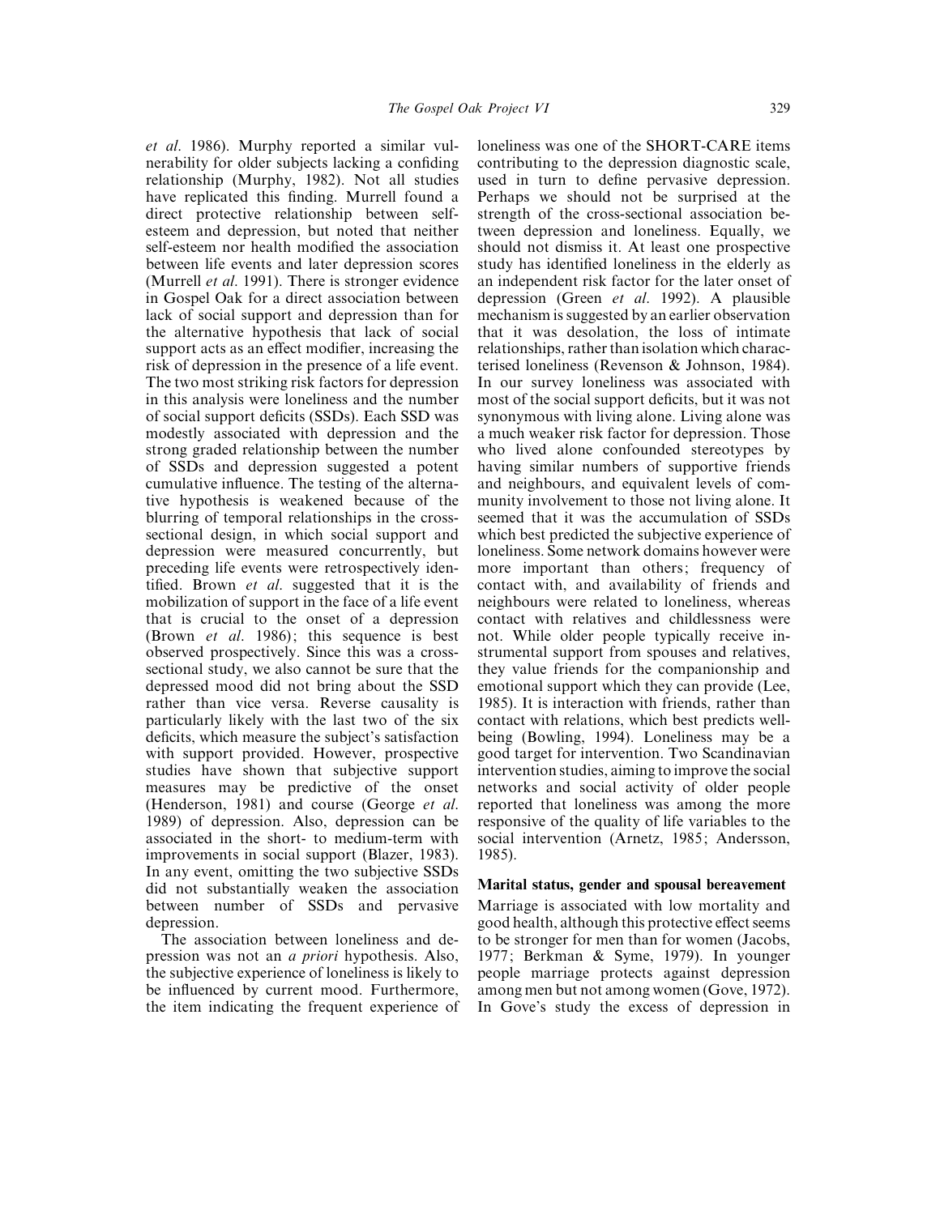*et al*. 1986). Murphy reported a similar vulnerability for older subjects lacking a confiding relationship (Murphy, 1982). Not all studies have replicated this finding. Murrell found a direct protective relationship between self-esteem and depression, but noted that neither self-esteem nor health modified the association between life events and later depression scores (Murrell *et al*. 1991). There is stronger evidence in Gospel Oak for a direct association between lack of social support and depression than for the alternative hypothesis that lack of social support acts as an effect modifier, increasing the risk of depression in the presence of a life event. The two most striking risk factors for depression in this analysis were loneliness and the number of social support deficits (SSDs). Each SSD was modestly associated with depression and the strong graded relationship between the number of SSDs and depression suggested a potent cumulative influence. The testing of the alternative hypothesis is weakened because of the blurring of temporal relationships in the cross-sectional design, in which social support and depression were measured concurrently, but preceding life events were retrospectively identified. Brown *et al*. suggested that it is the mobilization of support in the face of a life event that is crucial to the onset of a depression (Brown *et al*. 1986); this sequence is best observed prospectively. Since this was a cross-sectional study, we also cannot be sure that the depressed mood did not bring about the SSD rather than vice versa. Reverse causality is particularly likely with the last two of the six deficits, which measure the subject's satisfaction with support provided. However, prospective studies have shown that subjective support measures may be predictive of the onset (Henderson, 1981) and course (George *et al*. 1989) of depression. Also, depression can be associated in the short- to medium-term with improvements in social support (Blazer, 1983). In any event, omitting the two subjective SSDs did not substantially weaken the association between number of SSDs and pervasive depression.

The association between loneliness and depression was not an *a priori* hypothesis. Also, the subjective experience of loneliness is likely to be influenced by current mood. Furthermore, the item indicating the frequent experience of loneliness was one of the SHORT-CARE items contributing to the depression diagnostic scale, used in turn to define pervasive depression. Perhaps we should not be surprised at the strength of the cross-sectional association between depression and loneliness. Equally, we should not dismiss it. At least one prospective study has identified loneliness in the elderly as an independent risk factor for the later onset of depression (Green *et al*. 1992). A plausible mechanism is suggested by an earlier observation that it was desolation, the loss of intimate relationships, rather than isolation which characterised loneliness (Revenson & Johnson, 1984). In our survey loneliness was associated with most of the social support deficits, but it was not synonymous with living alone. Living alone was a much weaker risk factor for depression. Those who lived alone confounded stereotypes by having similar numbers of supportive friends and neighbours, and equivalent levels of community involvement to those not living alone. It seemed that it was the accumulation of SSDs which best predicted the subjective experience of loneliness. Some network domains however were more important than others; frequency of contact with, and availability of friends and neighbours were related to loneliness, whereas contact with relatives and childlessness were not. While older people typically receive instrumental support from spouses and relatives, they value friends for the companionship and emotional support which they can provide (Lee, 1985). It is interaction with friends, rather than contact with relations, which best predicts well-being (Bowling, 1994). Loneliness may be a good target for intervention. Two Scandinavian intervention studies, aiming to improve the social networks and social activity of older people reported that loneliness was among the more responsive of the quality of life variables to the social intervention (Arnetz, 1985; Andersson, 1985).

### Marital status, gender and spousal bereavement

Marriage is associated with low mortality and good health, although this protective effect seems to be stronger for men than for women (Jacobs, 1977; Berkman & Syme, 1979). In younger people marriage protects against depression among men but not among women (Gove, 1972). In Gove's study the excess of depression in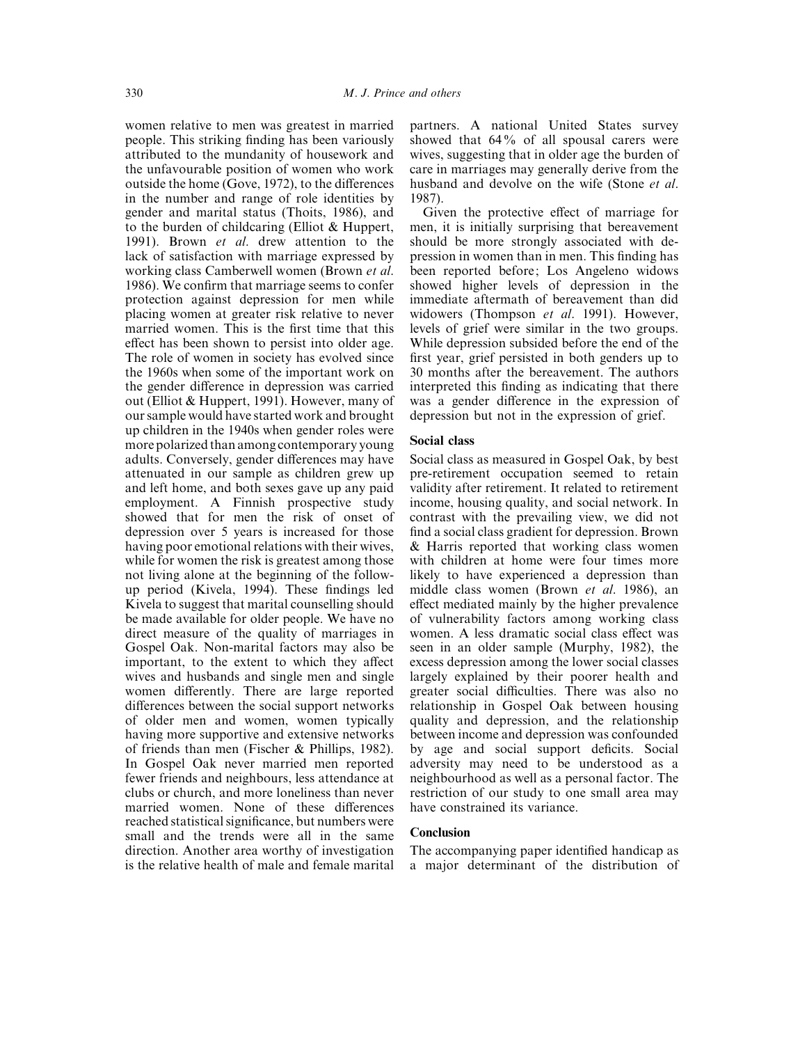women relative to men was greatest in married people. This striking finding has been variously attributed to the mundanity of housework and the unfavourable position of women who work outside the home (Gove, 1972), to the differences in the number and range of role identities by gender and marital status (Thoits, 1986), and to the burden of childcaring (Elliot & Huppert, 1991). Brown *et al.* drew attention to the lack of satisfaction with marriage expressed by working class Camberwell women (Brown *et al.* 1986). We confirm that marriage seems to confer protection against depression for men while placing women at greater risk relative to never married women. This is the first time that this effect has been shown to persist into older age. The role of women in society has evolved since the 1960s when some of the important work on the gender difference in depression was carried out (Elliot & Huppert, 1991). However, many of our sample would have started work and brought up children in the 1940s when gender roles were more polarized than among contemporary young adults. Conversely, gender differences may have attenuated in our sample as children grew up and left home, and both sexes gave up any paid employment. A Finnish prospective study showed that for men the risk of onset of depression over 5 years is increased for those having poor emotional relations with their wives, while for women the risk is greatest among those not living alone at the beginning of the follow-up period (Kivela, 1994). These findings led Kivela to suggest that marital counselling should be made available for older people. We have no direct measure of the quality of marriages in Gospel Oak. Non-marital factors may also be important, to the extent to which they affect wives and husbands and single men and single women differently. There are large reported differences between the social support networks of older men and women, women typically having more supportive and extensive networks of friends than men (Fischer & Phillips, 1982). In Gospel Oak never married men reported fewer friends and neighbours, less attendance at clubs or church, and more loneliness than never married women. None of these differences reached statistical significance, but numbers were small and the trends were all in the same direction. Another area worthy of investigation is the relative health of male and female marital partners. A national United States survey showed that 64% of all spousal carers were wives, suggesting that in older age the burden of care in marriages may generally derive from the husband and devolve on the wife (Stone *et al.* 1987).

Given the protective effect of marriage for men, it is initially surprising that bereavement should be more strongly associated with depression in women than in men. This finding has been reported before; Los Angeleno widows showed higher levels of depression in the immediate aftermath of bereavement than did widowers (Thompson *et al.* 1991). However, levels of grief were similar in the two groups. While depression subsided before the end of the first year, grief persisted in both genders up to 30 months after the bereavement. The authors interpreted this finding as indicating that there was a gender difference in the expression of depression but not in the expression of grief.

### Social class

Social class as measured in Gospel Oak, by best pre-retirement occupation seemed to retain validity after retirement. It related to retirement income, housing quality, and social network. In contrast with the prevailing view, we did not find a social class gradient for depression. Brown & Harris reported that working class women with children at home were four times more likely to have experienced a depression than middle class women (Brown *et al.* 1986), an effect mediated mainly by the higher prevalence of vulnerability factors among working class women. A less dramatic social class effect was seen in an older sample (Murphy, 1982), the excess depression among the lower social classes largely explained by their poorer health and greater social difficulties. There was also no relationship in Gospel Oak between housing quality and depression, and the relationship between income and depression was confounded by age and social support deficits. Social adversity may need to be understood as a neighbourhood as well as a personal factor. The restriction of our study to one small area may have constrained its variance.

### Conclusion

The accompanying paper identified handicap as a major determinant of the distribution of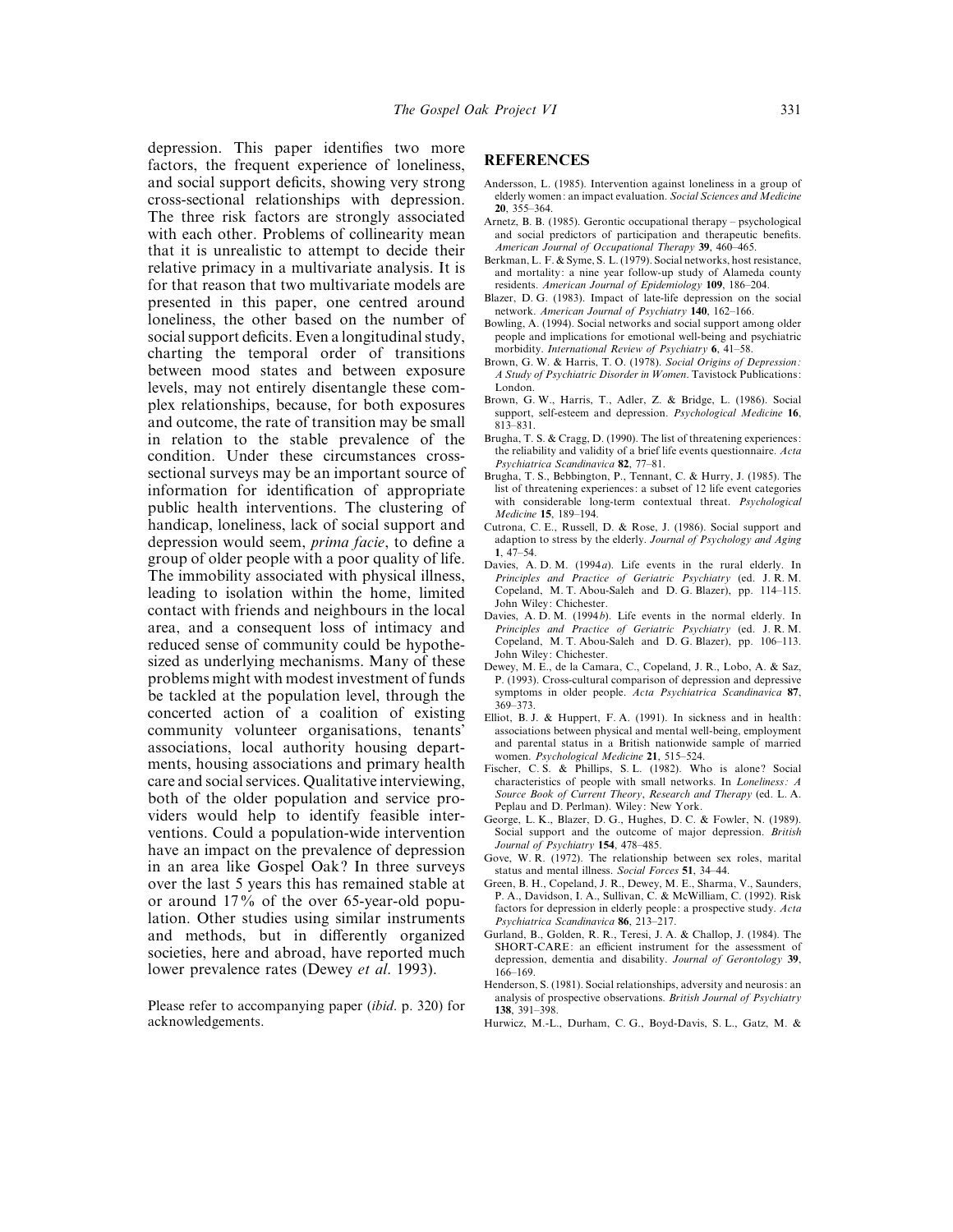depression. This paper identifies two more factors, the frequent experience of loneliness, and social support deficits, showing very strong cross-sectional relationships with depression. The three risk factors are strongly associated with each other. Problems of collinearity mean that it is unrealistic to attempt to decide their relative primacy in a multivariate analysis. It is for that reason that two multivariate models are presented in this paper, one centred around loneliness, the other based on the number of social support deficits. Even a longitudinal study, charting the temporal order of transitions between mood states and between exposure levels, may not entirely disentangle these complex relationships, because, for both exposures and outcome, the rate of transition may be small in relation to the stable prevalence of the condition. Under these circumstances cross-sectional surveys may be an important source of information for identification of appropriate public health interventions. The clustering of handicap, loneliness, lack of social support and depression would seem, *prima facie*, to define a group of older people with a poor quality of life. The immobility associated with physical illness, leading to isolation within the home, limited contact with friends and neighbours in the local area, and a consequent loss of intimacy and reduced sense of community could be hypothesized as underlying mechanisms. Many of these problems might with modest investment of funds be tackled at the population level, through the concerted action of a coalition of existing community volunteer organisations, tenants' associations, local authority housing departments, housing associations and primary health care and social services. Qualitative interviewing, both of the older population and service providers would help to identify feasible interventions. Could a population-wide intervention have an impact on the prevalence of depression in an area like Gospel Oak? In three surveys over the last 5 years this has remained stable at or around 17% of the over 65-year-old population. Other studies using similar instruments and methods, but in differently organized societies, here and abroad, have reported much lower prevalence rates (Dewey *et al.* 1993).

Please refer to accompanying paper (*ibid.* p. 320) for acknowledgements.

## REFERENCES

Andersson, L. (1985). Intervention against loneliness in a group of elderly women: an impact evaluation. *Social Sciences and Medicine* **20**, 355–364.

Arnetz, B. B. (1985). Gerontic occupational therapy – psychological and social predictors of participation and therapeutic benefits. *American Journal of Occupational Therapy* **39**, 460–465.

Berkman, L. F. & Syme, S. L. (1979). Social networks, host resistance, and mortality: a nine year follow-up study of Alameda county residents. *American Journal of Epidemiology* **109**, 186–204.

Blazer, D. G. (1983). Impact of late-life depression on the social network. *American Journal of Psychiatry* **140**, 162–166.

Bowling, A. (1994). Social networks and social support among older people and implications for emotional well-being and psychiatric morbidity. *International Review of Psychiatry* **6**, 41–58.

Brown, G. W. & Harris, T. O. (1978). *Social Origins of Depression: A Study of Psychiatric Disorder in Women*. Tavistock Publications: London.

Brown, G. W., Harris, T., Adler, Z. & Bridge, L. (1986). Social support, self-esteem and depression. *Psychological Medicine* **16**, 813–831.

Brugha, T. S. & Cragg, D. (1990). The list of threatening experiences: the reliability and validity of a brief life events questionnaire. *Acta Psychiatrica Scandinavica* **82**, 77–81.

Brugha, T. S., Bebbington, P., Tennant, C. & Hurry, J. (1985). The list of threatening experiences: a subset of 12 life event categories with considerable long-term contextual threat. *Psychological Medicine* **15**, 189–194.

Cutrona, C. E., Russell, D. & Rose, J. (1986). Social support and adaption to stress by the elderly. *Journal of Psychology and Aging* **1**, 47–54.

Davies, A. D. M. (1994*a*). Life events in the rural elderly. In *Principles and Practice of Geriatric Psychiatry* (ed. J. R. M. Copeland, M. T. Abou-Saleh and D. G. Blazer), pp. 114–115. John Wiley: Chichester.

Davies, A. D. M. (1994*b*). Life events in the normal elderly. In *Principles and Practice of Geriatric Psychiatry* (ed. J. R. M. Copeland, M. T. Abou-Saleh and D. G. Blazer), pp. 106–113. John Wiley: Chichester.

Dewey, M. E., de la Camara, C., Copeland, J. R., Lobo, A. & Saz, P. (1993). Cross-cultural comparison of depression and depressive symptoms in older people. *Acta Psychiatrica Scandinavica* **87**, 369–373.

Elliot, B. J. & Huppert, F. A. (1991). In sickness and in health: associations between physical and mental well-being, employment and parental status in a British nationwide sample of married women. *Psychological Medicine* **21**, 515–524.

Fischer, C. S. & Phillips, S. L. (1982). Who is alone? Social characteristics of people with small networks. In *Loneliness: A Source Book of Current Theory, Research and Therapy* (ed. L. A. Peplau and D. Perlman). Wiley: New York.

George, L. K., Blazer, D. G., Hughes, D. C. & Fowler, N. (1989). Social support and the outcome of major depression. *British Journal of Psychiatry* **154**, 478–485.

Gove, W. R. (1972). The relationship between sex roles, marital status and mental illness. *Social Forces* **51**, 34–44.

Green, B. H., Copeland, J. R., Dewey, M. E., Sharma, V., Saunders, P. A., Davidson, I. A., Sullivan, C. & McWilliam, C. (1992). Risk factors for depression in elderly people: a prospective study. *Acta Psychiatrica Scandinavica* **86**, 213–217.

Gurland, B., Golden, R. R., Teresi, J. A. & Challop, J. (1984). The SHORT-CARE: an efficient instrument for the assessment of depression, dementia and disability. *Journal of Gerontology* **39**, 166–169.

Henderson, S. (1981). Social relationships, adversity and neurosis: an analysis of prospective observations. *British Journal of Psychiatry* **138**, 391–398.

Hurwicz, M.-L., Durham, C. G., Boyd-Davis, S. L., Gatz, M. &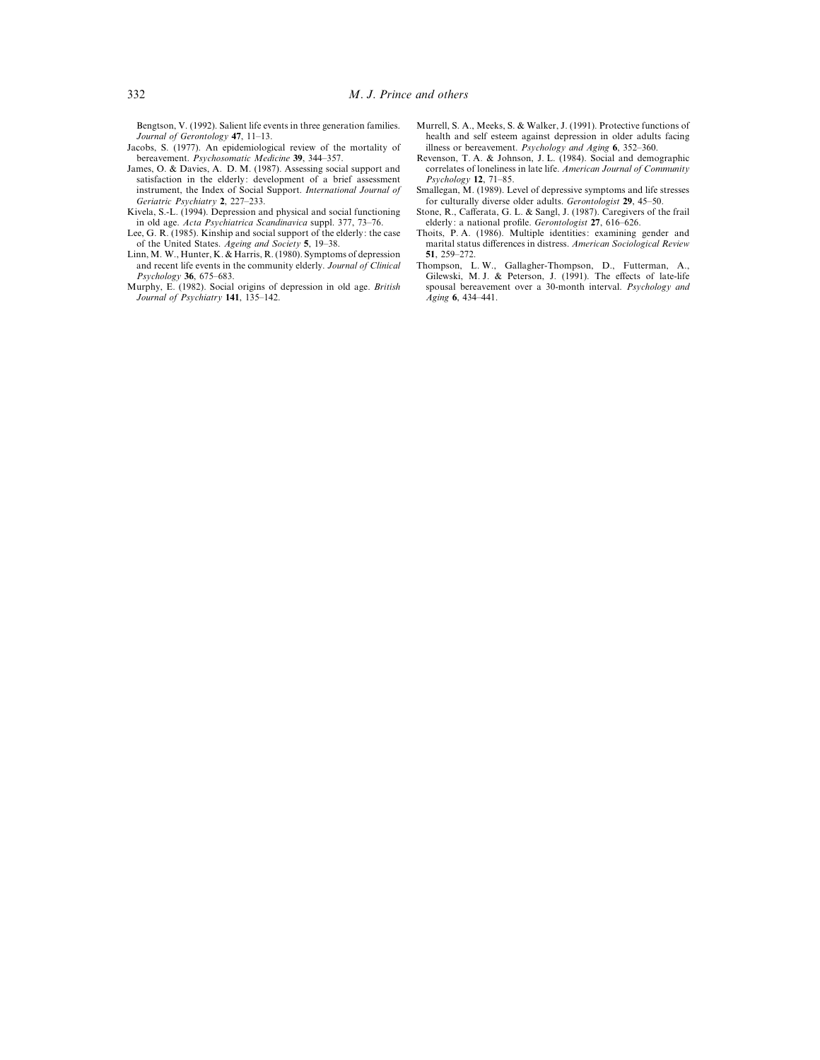Bengtson, V. (1992). Salient life events in three generation families. *Journal of Gerontology* **47**, 11–13.

Jacobs, S. (1977). An epidemiological review of the mortality of bereavement. *Psychosomatic Medicine* **39**, 344–357.

James, O. & Davies, A. D. M. (1987). Assessing social support and satisfaction in the elderly: development of a brief assessment instrument, the Index of Social Support. *International Journal of Geriatric Psychiatry* **2**, 227–233.

Kivela, S.-L. (1994). Depression and physical and social functioning in old age. *Acta Psychiatrica Scandinavica* suppl. 377, 73–76.

Lee, G. R. (1985). Kinship and social support of the elderly: the case of the United States. *Ageing and Society* **5**, 19–38.

Linn, M. W., Hunter, K. & Harris, R. (1980). Symptoms of depression and recent life events in the community elderly. *Journal of Clinical Psychology* **36**, 675–683.

Murphy, E. (1982). Social origins of depression in old age. *British Journal of Psychiatry* **141**, 135–142.

Murrell, S. A., Meeks, S. & Walker, J. (1991). Protective functions of health and self esteem against depression in older adults facing illness or bereavement. *Psychology and Aging* **6**, 352–360.

Revenson, T. A. & Johnson, J. L. (1984). Social and demographic correlates of loneliness in late life. *American Journal of Community Psychology* **12**, 71–85.

Smallegan, M. (1989). Level of depressive symptoms and life stresses for culturally diverse older adults. *Gerontologist* **29**, 45–50.

Stone, R., Cafferata, G. L. & Sangl, J. (1987). Caregivers of the frail elderly: a national profile. *Gerontologist* **27**, 616–626.

Thoits, P. A. (1986). Multiple identities: examining gender and marital status differences in distress. *American Sociological Review* **51**, 259–272.

Thompson, L. W., Gallagher-Thompson, D., Futterman, A., Gilewski, M. J. & Peterson, J. (1991). The effects of late-life spousal bereavement over a 30-month interval. *Psychology and Aging* **6**, 434–441.